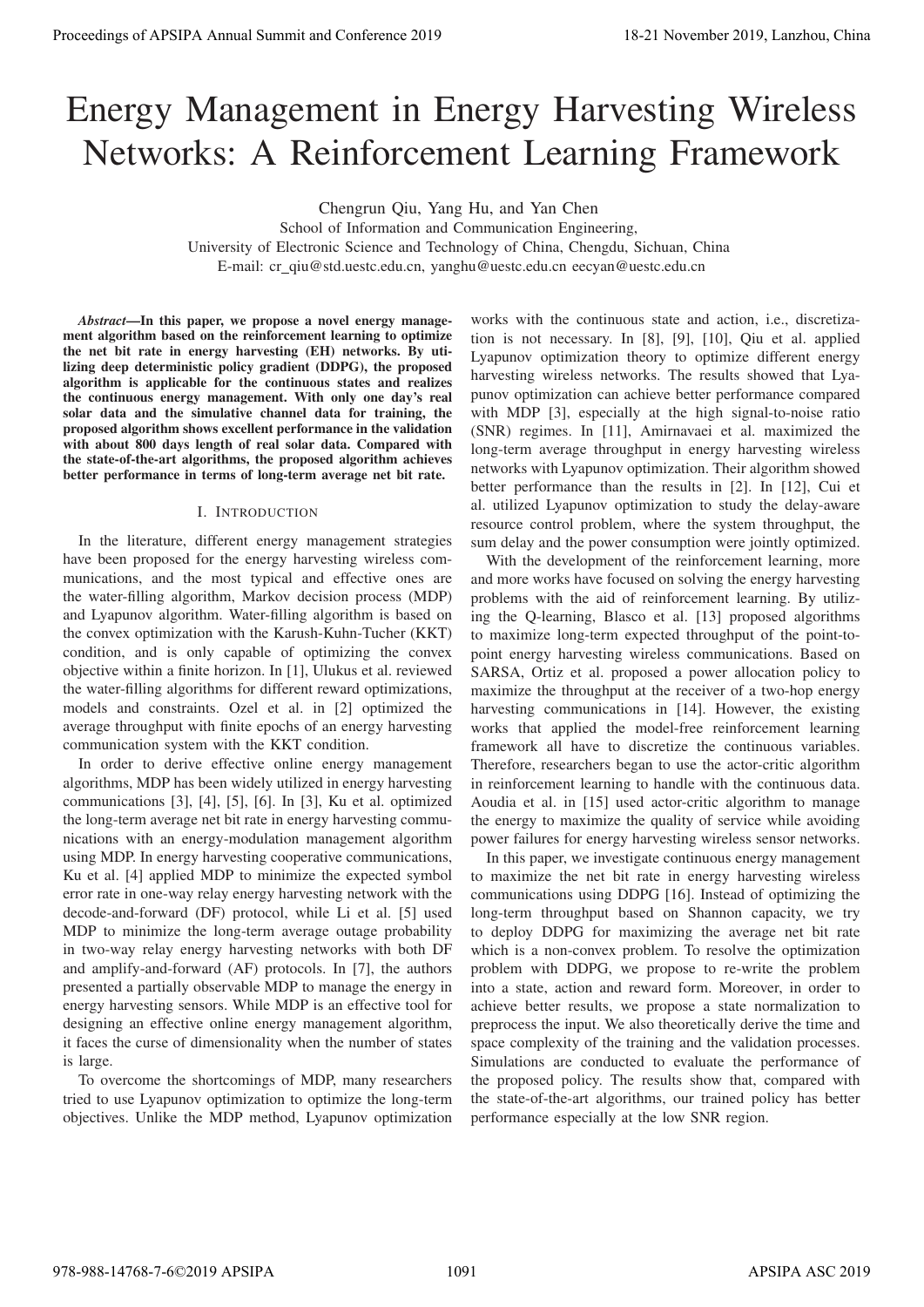# Energy Management in Energy Harvesting Wireless Networks: A Reinforcement Learning Framework

Chengrun Qiu, Yang Hu, and Yan Chen

School of Information and Communication Engineering,
University of Electronic Science and Technology of China, Chengdu, Sichuan, China
E-mail: cr_qiu@std.uestc.edu.cn, yanghu@uestc.edu.cn eecyan@uestc.edu.cn

***Abstract*—In this paper, we propose a novel energy management algorithm based on the reinforcement learning to optimize the net bit rate in energy harvesting (EH) networks. By utilizing deep deterministic policy gradient (DDPG), the proposed algorithm is applicable for the continuous states and realizes the continuous energy management. With only one day's real solar data and the simulative channel data for training, the proposed algorithm shows excellent performance in the validation with about 800 days length of real solar data. Compared with the state-of-the-art algorithms, the proposed algorithm achieves better performance in terms of long-term average net bit rate.**

## I. Introduction

In the literature, different energy management strategies have been proposed for the energy harvesting wireless communications, and the most typical and effective ones are the water-filling algorithm, Markov decision process (MDP) and Lyapunov algorithm. Water-filling algorithm is based on the convex optimization with the Karush-Kuhn-Tucher (KKT) condition, and is only capable of optimizing the convex objective within a finite horizon. In [1], Ulukus et al. reviewed the water-filling algorithms for different reward optimizations, models and constraints. Ozel et al. in [2] optimized the average throughput with finite epochs of an energy harvesting communication system with the KKT condition.

In order to derive effective online energy management algorithms, MDP has been widely utilized in energy harvesting communications [3], [4], [5], [6]. In [3], Ku et al. optimized the long-term average net bit rate in energy harvesting communications with an energy-modulation management algorithm using MDP. In energy harvesting cooperative communications, Ku et al. [4] applied MDP to minimize the expected symbol error rate in one-way relay energy harvesting network with the decode-and-forward (DF) protocol, while Li et al. [5] used MDP to minimize the long-term average outage probability in two-way relay energy harvesting networks with both DF and amplify-and-forward (AF) protocols. In [7], the authors presented a partially observable MDP to manage the energy in energy harvesting sensors. While MDP is an effective tool for designing an effective online energy management algorithm, it faces the curse of dimensionality when the number of states is large.

To overcome the shortcomings of MDP, many researchers tried to use Lyapunov optimization to optimize the long-term objectives. Unlike the MDP method, Lyapunov optimization works with the continuous state and action, i.e., discretization is not necessary. In [8], [9], [10], Qiu et al. applied Lyapunov optimization theory to optimize different energy harvesting wireless networks. The results showed that Lyapunov optimization can achieve better performance compared with MDP [3], especially at the high signal-to-noise ratio (SNR) regimes. In [11], Amirnavaei et al. maximized the long-term average throughput in energy harvesting wireless networks with Lyapunov optimization. Their algorithm showed better performance than the results in [2]. In [12], Cui et al. utilized Lyapunov optimization to study the delay-aware resource control problem, where the system throughput, the sum delay and the power consumption were jointly optimized.

With the development of the reinforcement learning, more and more works have focused on solving the energy harvesting problems with the aid of reinforcement learning. By utilizing the Q-learning, Blasco et al. [13] proposed algorithms to maximize long-term expected throughput of the point-to-point energy harvesting wireless communications. Based on SARSA, Ortiz et al. proposed a power allocation policy to maximize the throughput at the receiver of a two-hop energy harvesting communications in [14]. However, the existing works that applied the model-free reinforcement learning framework all have to discretize the continuous variables. Therefore, researchers began to use the actor-critic algorithm in reinforcement learning to handle with the continuous data. Aoudia et al. in [15] used actor-critic algorithm to manage the energy to maximize the quality of service while avoiding power failures for energy harvesting wireless sensor networks.

In this paper, we investigate continuous energy management to maximize the net bit rate in energy harvesting wireless communications using DDPG [16]. Instead of optimizing the long-term throughput based on Shannon capacity, we try to deploy DDPG for maximizing the average net bit rate which is a non-convex problem. To resolve the optimization problem with DDPG, we propose to re-write the problem into a state, action and reward form. Moreover, in order to achieve better results, we propose a state normalization to preprocess the input. We also theoretically derive the time and space complexity of the training and the validation processes. Simulations are conducted to evaluate the performance of the proposed policy. The results show that, compared with the state-of-the-art algorithms, our trained policy has better performance especially at the low SNR region.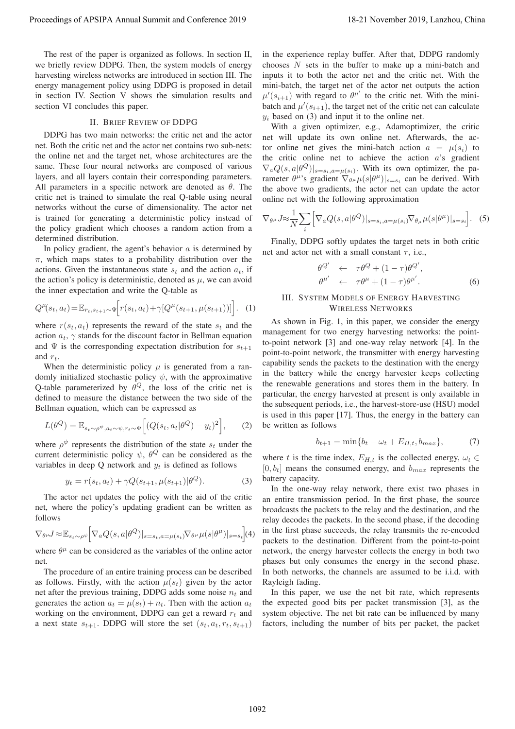The rest of the paper is organized as follows. In section II, we briefly review DDPG. Then, the system models of energy harvesting wireless networks are introduced in section III. The energy management policy using DDPG is proposed in detail in section IV. Section V shows the simulation results and section VI concludes this paper.

## II. Brief Review of DDPG

DDPG has two main networks: the critic net and the actor net. Both the critic net and the actor net contains two sub-nets: the online net and the target net, whose architectures are the same. These four neural networks are composed of various layers, and all layers contain their corresponding parameters. All parameters in a specific network are denoted as $\theta$. The critic net is trained to simulate the real Q-table using neural networks without the curse of dimensionality. The actor net is trained for generating a deterministic policy instead of the policy gradient which chooses a random action from a determined distribution.

In policy gradient, the agent's behavior $a$ is determined by $\pi$, which maps states to a probability distribution over the actions. Given the instantaneous state $s_t$ and the action $a_t$, if the action's policy is deterministic, denoted as $\mu$, we can avoid the inner expectation and write the Q-table as

$$Q^{\mu}(s_t, a_t) = \mathbb{E}_{r_t, s_{t+1} \sim \Psi}\Big[r(s_t, a_t) + \gamma[Q^{\mu}(s_{t+1}, \mu(s_{t+1}))]\Big]. \quad (1)$$

where $r(s_t, a_t)$ represents the reward of the state $s_t$ and the action $a_t$, $\gamma$ stands for the discount factor in Bellman equation and $\Psi$ is the corresponding expectation distribution for $s_{t+1}$ and $r_t$.

When the deterministic policy $\mu$ is generated from a randomly initialized stochastic policy $\psi$, with the approximative Q-table parameterized by $\theta^Q$, the loss of the critic net is defined to measure the distance between the two side of the Bellman equation, which can be expressed as

$$L(\theta^Q) = \mathbb{E}_{s_t \sim \rho^{\psi}, a_t \sim \psi, r_t \sim \Psi}\Big[(Q(s_t, a_t|\theta^Q) - y_t)^2\Big], \quad (2)$$

where $\rho^{\psi}$ represents the distribution of the state $s_t$ under the current deterministic policy $\psi$, $\theta^Q$ can be considered as the variables in deep Q network and $y_t$ is defined as follows

$$y_t = r(s_t, a_t) + \gamma Q(s_{t+1}, \mu(s_{t+1})|\theta^Q). \quad (3)$$

The actor net updates the policy with the aid of the critic net, where the policy's updating gradient can be written as follows

$$\nabla_{\theta^{\mu}} J \approx \mathbb{E}_{s_t \sim \rho^{\psi}}\Big[\nabla_a Q(s, a|\theta^Q)|_{s=s_t, a=\mu(s_t)} \nabla_{\theta^{\mu}} \mu(s|\theta^{\mu})|_{s=s_t}\Big] \quad (4)$$

where $\theta^{\mu}$ can be considered as the variables of the online actor net.

The procedure of an entire training process can be described as follows. Firstly, with the action $\mu(s_t)$ given by the actor net after the previous training, DDPG adds some noise $n_t$ and generates the action $a_t = \mu(s_t) + n_t$. Then with the action $a_t$ working on the environment, DDPG can get a reward $r_t$ and a next state $s_{t+1}$. DDPG will store the set $(s_t, a_t, r_t, s_{t+1})$ in the experience replay buffer. After that, DDPG randomly chooses $N$ sets in the buffer to make up a mini-batch and inputs it to both the actor net and the critic net. With the mini-batch, the target net of the actor net outputs the action $\mu'(s_{i+1})$ with regard to $\theta^{\mu'}$ to the critic net. With the mini-batch and $\mu'(s_{i+1})$, the target net of the critic net can calculate $y_i$ based on (3) and input it to the online net.

With a given optimizer, e.g., Adamoptimizer, the critic net will update its own online net. Afterwards, the actor online net gives the mini-batch action $a = \mu(s_i)$ to the critic online net to achieve the action $a$'s gradient $\nabla_a Q(s, a|\theta^Q)|_{s=s_i, a=\mu(s_i)}$. With its own optimizer, the parameter $\theta^{\mu}$'s gradient $\nabla_{\theta^{\mu}} \mu(s|\theta^{\mu})|_{s=s_i}$ can be derived. With the above two gradients, the actor net can update the actor online net with the following approximation

$$\nabla_{\theta^{\mu}} J \approx \frac{1}{N} \sum_i \Big[\nabla_a Q(s, a|\theta^Q)|_{s=s_i, a=\mu(s_i)} \nabla_{\theta_{\mu}} \mu(s|\theta^{\mu})|_{s=s_i}\Big]. \quad (5)$$

Finally, DDPG softly updates the target nets in both critic net and actor net with a small constant $\tau$, i.e.,

$$\begin{aligned} \theta^{Q'} &\leftarrow \tau\theta^Q + (1-\tau)\theta^{Q'}, \\ \theta^{\mu'} &\leftarrow \tau\theta^{\mu} + (1-\tau)\theta^{\mu'}. \end{aligned} \quad (6)$$

## III. System Models of Energy Harvesting Wireless Networks

As shown in Fig. 1, in this paper, we consider the energy management for two energy harvesting networks: the point-to-point network [3] and one-way relay network [4]. In the point-to-point network, the transmitter with energy harvesting capability sends the packets to the destination with the energy in the battery while the energy harvester keeps collecting the renewable generations and stores them in the battery. In particular, the energy harvested at present is only available in the subsequent periods, i.e., the harvest-store-use (HSU) model is used in this paper [17]. Thus, the energy in the battery can be written as follows

$$b_{t+1} = \min\{b_t - \omega_t + E_{H,t}, b_{max}\}, \quad (7)$$

where $t$ is the time index, $E_{H,t}$ is the collected energy, $\omega_t \in [0, b_t]$ means the consumed energy, and $b_{max}$ represents the battery capacity.

In the one-way relay network, there exist two phases in an entire transmission period. In the first phase, the source broadcasts the packets to the relay and the destination, and the relay decodes the packets. In the second phase, if the decoding in the first phase succeeds, the relay transmits the re-encoded packets to the destination. Different from the point-to-point network, the energy harvester collects the energy in both two phases but only consumes the energy in the second phase. In both networks, the channels are assumed to be i.i.d. with Rayleigh fading.

In this paper, we use the net bit rate, which represents the expected good bits per packet transmission [3], as the system objective. The net bit rate can be influenced by many factors, including the number of bits per packet, the packet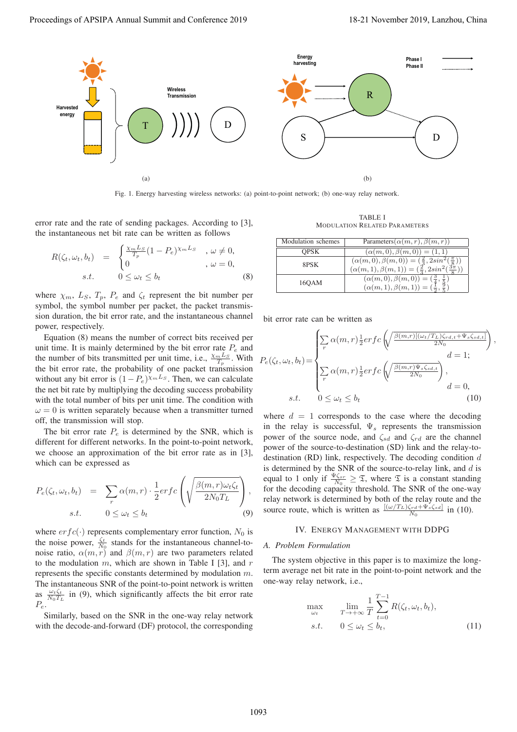Fig. 1. Energy harvesting wireless networks: (a) point-to-point network; (b) one-way relay network.

error rate and the rate of sending packages. According to [3], the instantaneous net bit rate can be written as follows

$$
R(\zeta_t, \omega_t, b_t) = \begin{cases} \frac{\chi_m L_S}{T_p}(1-P_e)^{\chi_m L_S} & , \omega \neq 0, \\ 0 & , \omega = 0, \end{cases}
$$
$$
s.t. \quad 0 \leq \omega_t \leq b_t \tag{8}
$$

where $\chi_m$, $L_S$, $T_p$, $P_e$ and $\zeta_t$ represent the bit number per symbol, the symbol number per packet, the packet transmission duration, the bit error rate, and the instantaneous channel power, respectively.

Equation (8) means the number of correct bits received per unit time. It is mainly determined by the bit error rate $P_e$ and the number of bits transmitted per unit time, i.e., $\frac{\chi_m L_S}{T_p}$. With the bit error rate, the probability of one packet transmission without any bit error is $(1-P_e)^{\chi_m L_S}$. Then, we can calculate the net bit rate by multiplying the decoding success probability with the total number of bits per unit time. The condition with $\omega = 0$ is written separately because when a transmitter turned off, the transmission will stop.

The bit error rate $P_e$ is determined by the SNR, which is different for different networks. In the point-to-point network, we choose an approximation of the bit error rate as in [3], which can be expressed as

$$
P_e(\zeta_t, \omega_t, b_t) = \sum_r \alpha(m,r) \cdot \frac{1}{2} erfc\left(\sqrt{\frac{\beta(m,r)\omega_t\zeta_t}{2N_0 T_L}}\right),
$$
$$
s.t. \quad 0 \leq \omega_t \leq b_t \tag{9}
$$

where $erfc(\cdot)$ represents complementary error function, $N_0$ is the noise power, $\frac{\zeta_t}{N_0}$ stands for the instantaneous channel-to-noise ratio, $\alpha(m,r)$ and $\beta(m,r)$ are two parameters related to the modulation $m$, which are shown in Table I [3], and $r$ represents the specific constants determined by modulation $m$. The instantaneous SNR of the point-to-point network is written as $\frac{\omega_t \zeta_t}{N_0 T_L}$ in (9), which significantly affects the bit error rate $P_e$.

Similarly, based on the SNR in the one-way relay network with the decode-and-forward (DF) protocol, the corresponding bit error rate can be written as

$$
P_e(\zeta_t, \omega_t, b_t) = \begin{cases} \sum_r \alpha(m,r)\frac{1}{2}erfc\left(\sqrt{\frac{\beta(m,r)[(\omega_t/T_L)\zeta_{rd,t}+\Psi_s\zeta_{sd,t}]}{2N_0}}\right), \\ \qquad d = 1; \\ \sum_r \alpha(m,r)\frac{1}{2}erfc\left(\sqrt{\frac{\beta(m,r)\Psi_s\zeta_{sd,t}}{2N_0}}\right), \\ \qquad d = 0, \end{cases}
$$
$$
s.t. \quad 0 \leq \omega_t \leq b_t \tag{10}
$$

where $d = 1$ corresponds to the case where the decoding in the relay is successful, $\Psi_s$ represents the transmission power of the source node, and $\zeta_{sd}$ and $\zeta_{rd}$ are the channel power of the source-to-destination (SD) link and the relay-to-destination (RD) link, respectively. The decoding condition $d$ is determined by the SNR of the source-to-relay link, and $d$ is equal to 1 only if $\frac{\Psi \zeta_{sr}}{N_0} \geq \mathfrak{T}$, where $\mathfrak{T}$ is a constant standing for the decoding capacity threshold. The SNR of the one-way relay network is determined by both of the relay route and the source route, which is written as $\frac{[(\omega/T_L)\zeta_{rd}+\Psi_s\zeta_{sd}]}{N_0}$ in (10).

TABLE I
MODULATION RELATED PARAMETERS

| Modulation schemes | Parameters($\alpha(m,r), \beta(m,r)$) |
|---|---|
| QPSK | $(\alpha(m,0), \beta(m,0)) = (1,1)$ |
| 8PSK | $(\alpha(m,0), \beta(m,0)) = (\frac{2}{3}, 2sin^2(\frac{\pi}{8}))$ <br> $(\alpha(m,1), \beta(m,1)) = (\frac{2}{3}, 2sin^2(\frac{3\pi}{8}))$ |
| 16QAM | $(\alpha(m,0), \beta(m,0)) = (\frac{3}{4}, \frac{1}{5})$ <br> $(\alpha(m,1), \beta(m,1)) = (\frac{1}{2}, \frac{9}{5})$ |

## IV. Energy Management with DDPG

### A. Problem Formulation

The system objective in this paper is to maximize the long-term average net bit rate in the point-to-point network and the one-way relay network, i.e.,

$$
\max_{\omega_t} \quad \lim_{T \to +\infty} \frac{1}{T} \sum_{t=0}^{T-1} R(\zeta_t, \omega_t, b_t),
$$
$$
s.t. \quad 0 \leq \omega_t \leq b_t, \tag{11}
$$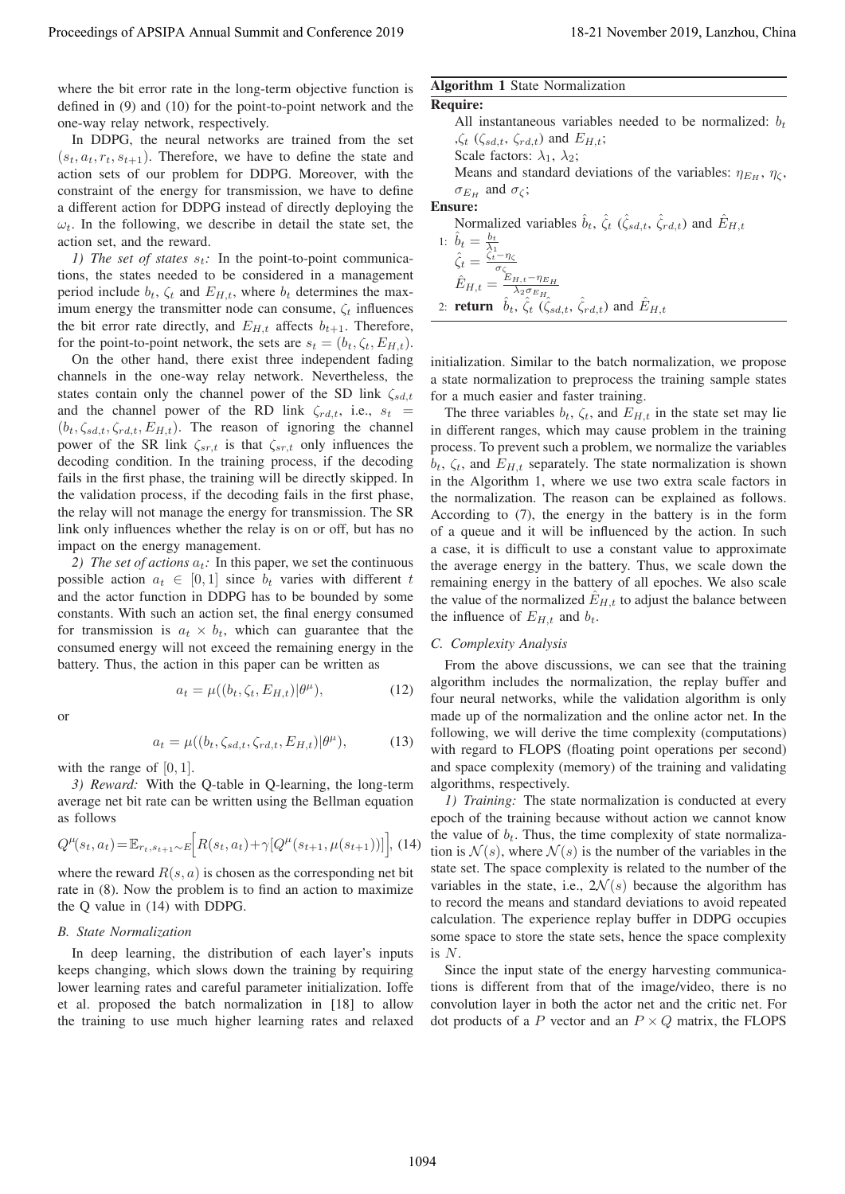where the bit error rate in the long-term objective function is defined in (9) and (10) for the point-to-point network and the one-way relay network, respectively.

In DDPG, the neural networks are trained from the set $(s_t, a_t, r_t, s_{t+1})$. Therefore, we have to define the state and action sets of our problem for DDPG. Moreover, with the constraint of the energy for transmission, we have to define a different action for DDPG instead of directly deploying the $\omega_t$. In the following, we describe in detail the state set, the action set, and the reward.

*1) The set of states $s_t$:* In the point-to-point communications, the states needed to be considered in a management period include $b_t$, $\zeta_t$ and $E_{H,t}$, where $b_t$ determines the maximum energy the transmitter node can consume, $\zeta_t$ influences the bit error rate directly, and $E_{H,t}$ affects $b_{t+1}$. Therefore, for the point-to-point network, the sets are $s_t = (b_t, \zeta_t, E_{H,t})$.

On the other hand, there exist three independent fading channels in the one-way relay network. Nevertheless, the states contain only the channel power of the SD link $\zeta_{sd,t}$ and the channel power of the RD link $\zeta_{rd,t}$, i.e., $s_t = (b_t, \zeta_{sd,t}, \zeta_{rd,t}, E_{H,t})$. The reason of ignoring the channel power of the SR link $\zeta_{sr,t}$ is that $\zeta_{sr,t}$ only influences the decoding condition. In the training process, if the decoding fails in the first phase, the training will be directly skipped. In the validation process, if the decoding fails in the first phase, the relay will not manage the energy for transmission. The SR link only influences whether the relay is on or off, but has no impact on the energy management.

*2) The set of actions $a_t$:* In this paper, we set the continuous possible action $a_t \in [0, 1]$ since $b_t$ varies with different $t$ and the actor function in DDPG has to be bounded by some constants. With such an action set, the final energy consumed for transmission is $a_t \times b_t$, which can guarantee that the consumed energy will not exceed the remaining energy in the battery. Thus, the action in this paper can be written as

$$a_t = \mu((b_t, \zeta_t, E_{H,t})|\theta^{\mu}), \tag{12}$$

or

$$a_t = \mu((b_t, \zeta_{sd,t}, \zeta_{rd,t}, E_{H,t})|\theta^{\mu}), \tag{13}$$

with the range of $[0, 1]$.

*3) Reward:* With the Q-table in Q-learning, the long-term average net bit rate can be written using the Bellman equation as follows

$$Q^{\mu}(s_t, a_t) = \mathbb{E}_{r_t, s_{t+1} \sim E}\Big[R(s_t, a_t) + \gamma[Q^{\mu}(s_{t+1}, \mu(s_{t+1}))]\Big], \tag{14}$$

where the reward $R(s, a)$ is chosen as the corresponding net bit rate in (8). Now the problem is to find an action to maximize the Q value in (14) with DDPG.

### B. State Normalization

In deep learning, the distribution of each layer's inputs keeps changing, which slows down the training by requiring lower learning rates and careful parameter initialization. Ioffe et al. proposed the batch normalization in [18] to allow the training to use much higher learning rates and relaxed initialization. Similar to the batch normalization, we propose a state normalization to preprocess the training sample states for a much easier and faster training.

---

**Algorithm 1** State Normalization

**Require:**
All instantaneous variables needed to be normalized: $b_t$, $\zeta_t$ ($\zeta_{sd,t}$, $\zeta_{rd,t}$) and $E_{H,t}$;
Scale factors: $\lambda_1$, $\lambda_2$;
Means and standard deviations of the variables: $\eta_{E_H}$, $\eta_{\zeta}$, $\sigma_{E_H}$ and $\sigma_{\zeta}$;

**Ensure:**
Normalized variables $\hat{b}_t$, $\hat{\zeta}_t$ ($\hat{\zeta}_{sd,t}$, $\hat{\zeta}_{rd,t}$) and $\hat{E}_{H,t}$

1: $\hat{b}_t = \frac{b_t}{\lambda_1}$
$\hat{\zeta}_t = \frac{\zeta_t - \eta_{\zeta}}{\sigma_{\zeta}}$
$\hat{E}_{H,t} = \frac{E_{H,t} - \eta_{E_H}}{\lambda_2 \sigma_{E_H}}$

2: **return** $\hat{b}_t$, $\hat{\zeta}_t$ ($\hat{\zeta}_{sd,t}$, $\hat{\zeta}_{rd,t}$) and $\hat{E}_{H,t}$

---

The three variables $b_t$, $\zeta_t$, and $E_{H,t}$ in the state set may lie in different ranges, which may cause problem in the training process. To prevent such a problem, we normalize the variables $b_t$, $\zeta_t$, and $E_{H,t}$ separately. The state normalization is shown in the Algorithm 1, where we use two extra scale factors in the normalization. The reason can be explained as follows. According to (7), the energy in the battery is in the form of a queue and it will be influenced by the action. In such a case, it is difficult to use a constant value to approximate the average energy in the battery. Thus, we scale down the remaining energy in the battery of all epoches. We also scale the value of the normalized $\hat{E}_{H,t}$ to adjust the balance between the influence of $E_{H,t}$ and $b_t$.

### C. Complexity Analysis

From the above discussions, we can see that the training algorithm includes the normalization, the replay buffer and four neural networks, while the validation algorithm is only made up of the normalization and the online actor net. In the following, we will derive the time complexity (computations) with regard to FLOPS (floating point operations per second) and space complexity (memory) of the training and validating algorithms, respectively.

*1) Training:* The state normalization is conducted at every epoch of the training because without action we cannot know the value of $b_t$. Thus, the time complexity of state normalization is $\mathcal{N}(s)$, where $\mathcal{N}(s)$ is the number of the variables in the state set. The space complexity is related to the number of the variables in the state, i.e., $2\mathcal{N}(s)$ because the algorithm has to record the means and standard deviations to avoid repeated calculation. The experience replay buffer in DDPG occupies some space to store the state sets, hence the space complexity is $N$.

Since the input state of the energy harvesting communications is different from that of the image/video, there is no convolution layer in both the actor net and the critic net. For dot products of a $P$ vector and an $P \times Q$ matrix, the FLOPS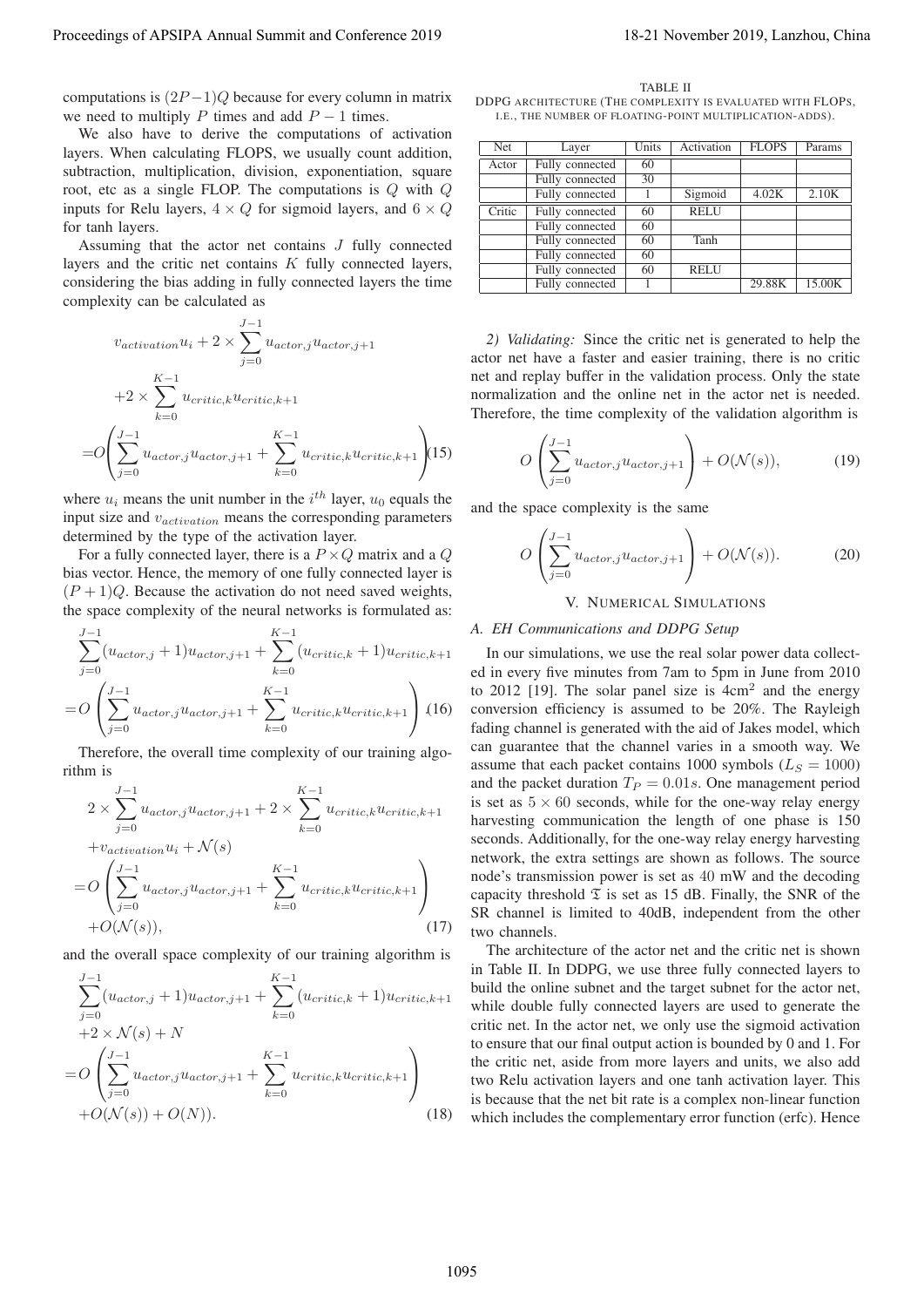computations is $(2P-1)Q$ because for every column in matrix we need to multiply $P$ times and add $P-1$ times.

We also have to derive the computations of activation layers. When calculating FLOPS, we usually count addition, subtraction, multiplication, division, exponentiation, square root, etc as a single FLOP. The computations is $Q$ with $Q$ inputs for Relu layers, $4 \times Q$ for sigmoid layers, and $6 \times Q$ for tanh layers.

Assuming that the actor net contains $J$ fully connected layers and the critic net contains $K$ fully connected layers, considering the bias adding in fully connected layers the time complexity can be calculated as

$$
\begin{aligned}
& v_{activation} u_i + 2 \times \sum_{j=0}^{J-1} u_{actor,j} u_{actor,j+1} \\
& + 2 \times \sum_{k=0}^{K-1} u_{critic,k} u_{critic,k+1} \\
= & O\left(\sum_{j=0}^{J-1} u_{actor,j} u_{actor,j+1} + \sum_{k=0}^{K-1} u_{critic,k} u_{critic,k+1}\right) \quad (15)
\end{aligned}
$$

where $u_i$ means the unit number in the $i^{th}$ layer, $u_0$ equals the input size and $v_{activation}$ means the corresponding parameters determined by the type of the activation layer.

For a fully connected layer, there is a $P \times Q$ matrix and a $Q$ bias vector. Hence, the memory of one fully connected layer is $(P+1)Q$. Because the activation do not need saved weights, the space complexity of the neural networks is formulated as:

$$
\begin{aligned}
& \sum_{j=0}^{J-1} (u_{actor,j} + 1) u_{actor,j+1} + \sum_{k=0}^{K-1} (u_{critic,k} + 1) u_{critic,k+1} \\
= & O\left(\sum_{j=0}^{J-1} u_{actor,j} u_{actor,j+1} + \sum_{k=0}^{K-1} u_{critic,k} u_{critic,k+1}\right) \quad (16)
\end{aligned}
$$

Therefore, the overall time complexity of our training algorithm is

$$
\begin{aligned}
& 2 \times \sum_{j=0}^{J-1} u_{actor,j} u_{actor,j+1} + 2 \times \sum_{k=0}^{K-1} u_{critic,k} u_{critic,k+1} \\
& + v_{activation} u_i + \mathcal{N}(s) \\
= & O\left(\sum_{j=0}^{J-1} u_{actor,j} u_{actor,j+1} + \sum_{k=0}^{K-1} u_{critic,k} u_{critic,k+1}\right) \\
& + O(\mathcal{N}(s)), \quad (17)
\end{aligned}
$$

and the overall space complexity of our training algorithm is

$$
\begin{aligned}
& \sum_{j=0}^{J-1} (u_{actor,j} + 1) u_{actor,j+1} + \sum_{k=0}^{K-1} (u_{critic,k} + 1) u_{critic,k+1} \\
& + 2 \times \mathcal{N}(s) + N \\
= & O\left(\sum_{j=0}^{J-1} u_{actor,j} u_{actor,j+1} + \sum_{k=0}^{K-1} u_{critic,k} u_{critic,k+1}\right) \\
& + O(\mathcal{N}(s)) + O(N)). \quad (18)
\end{aligned}
$$

TABLE II
DDPG ARCHITECTURE (THE COMPLEXITY IS EVALUATED WITH FLOPS, I.E., THE NUMBER OF FLOATING-POINT MULTIPLICATION-ADDS).

| Net | Layer | Units | Activation | FLOPS | Params |
|---|---|---|---|---|---|
| Actor | Fully connected | 60 | | | |
| | Fully connected | 30 | | | |
| | Fully connected | 1 | Sigmoid | 4.02K | 2.10K |
| Critic | Fully connected | 60 | RELU | | |
| | Fully connected | 60 | | | |
| | Fully connected | 60 | Tanh | | |
| | Fully connected | 60 | | | |
| | Fully connected | 60 | RELU | | |
| | Fully connected | 1 | | 29.88K | 15.00K |

*2) Validating:* Since the critic net is generated to help the actor net have a faster and easier training, there is no critic net and replay buffer in the validation process. Only the state normalization and the online net in the actor net is needed. Therefore, the time complexity of the validation algorithm is

$$
O\left(\sum_{j=0}^{J-1} u_{actor,j} u_{actor,j+1}\right) + O(\mathcal{N}(s)), \quad (19)
$$

and the space complexity is the same

$$
O\left(\sum_{j=0}^{J-1} u_{actor,j} u_{actor,j+1}\right) + O(\mathcal{N}(s)). \quad (20)
$$

## V. NUMERICAL SIMULATIONS

### A. EH Communications and DDPG Setup

In our simulations, we use the real solar power data collected in every five minutes from 7am to 5pm in June from 2010 to 2012 [19]. The solar panel size is 4cm$^2$ and the energy conversion efficiency is assumed to be 20%. The Rayleigh fading channel is generated with the aid of Jakes model, which can guarantee that the channel varies in a smooth way. We assume that each packet contains 1000 symbols ($L_S = 1000$) and the packet duration $T_P = 0.01s$. One management period is set as $5 \times 60$ seconds, while for the one-way relay energy harvesting communication the length of one phase is 150 seconds. Additionally, for the one-way relay energy harvesting network, the extra settings are shown as follows. The source node's transmission power is set as 40 mW and the decoding capacity threshold $\mathfrak{T}$ is set as 15 dB. Finally, the SNR of the SR channel is limited to 40dB, independent from the other two channels.

The architecture of the actor net and the critic net is shown in Table II. In DDPG, we use three fully connected layers to build the online subnet and the target subnet for the actor net, while double fully connected layers are used to generate the critic net. In the actor net, we only use the sigmoid activation to ensure that our final output action is bounded by 0 and 1. For the critic net, aside from more layers and units, we also add two Relu activation layers and one tanh activation layer. This is because that the net bit rate is a complex non-linear function which includes the complementary error function (erfc). Hence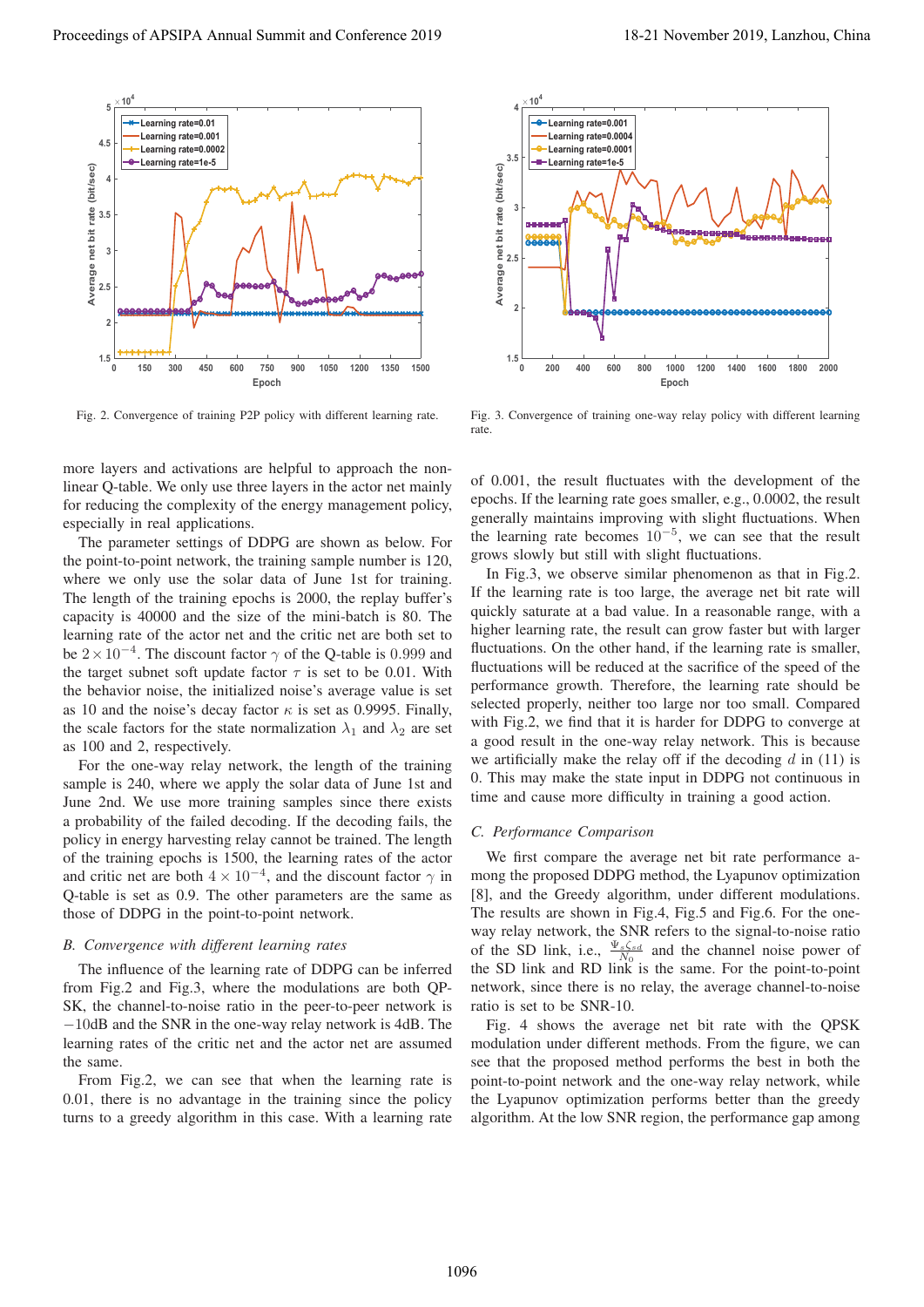Fig. 2. Convergence of training P2P policy with different learning rate.

Fig. 3. Convergence of training one-way relay policy with different learning rate.

more layers and activations are helpful to approach the non-linear Q-table. We only use three layers in the actor net mainly for reducing the complexity of the energy management policy, especially in real applications.

The parameter settings of DDPG are shown as below. For the point-to-point network, the training sample number is 120, where we only use the solar data of June 1st for training. The length of the training epochs is 2000, the replay buffer's capacity is 40000 and the size of the mini-batch is 80. The learning rate of the actor net and the critic net are both set to be $2 \times 10^{-4}$. The discount factor $\gamma$ of the Q-table is $0.999$ and the target subnet soft update factor $\tau$ is set to be 0.01. With the behavior noise, the initialized noise's average value is set as 10 and the noise's decay factor $\kappa$ is set as 0.9995. Finally, the scale factors for the state normalization $\lambda_1$ and $\lambda_2$ are set as 100 and 2, respectively.

For the one-way relay network, the length of the training sample is 240, where we apply the solar data of June 1st and June 2nd. We use more training samples since there exists a probability of the failed decoding. If the decoding fails, the policy in energy harvesting relay cannot be trained. The length of the training epochs is 1500, the learning rates of the actor and critic net are both $4 \times 10^{-4}$, and the discount factor $\gamma$ in Q-table is set as 0.9. The other parameters are the same as those of DDPG in the point-to-point network.

### B. Convergence with different learning rates

The influence of the learning rate of DDPG can be inferred from Fig.2 and Fig.3, where the modulations are both QPSK, the channel-to-noise ratio in the peer-to-peer network is $-10$dB and the SNR in the one-way relay network is 4dB. The learning rates of the critic net and the actor net are assumed the same.

From Fig.2, we can see that when the learning rate is 0.01, there is no advantage in the training since the policy turns to a greedy algorithm in this case. With a learning rate of 0.001, the result fluctuates with the development of the epochs. If the learning rate goes smaller, e.g., 0.0002, the result generally maintains improving with slight fluctuations. When the learning rate becomes $10^{-5}$, we can see that the result grows slowly but still with slight fluctuations.

In Fig.3, we observe similar phenomenon as that in Fig.2. If the learning rate is too large, the average net bit rate will quickly saturate at a bad value. In a reasonable range, with a higher learning rate, the result can grow faster but with larger fluctuations. On the other hand, if the learning rate is smaller, fluctuations will be reduced at the sacrifice of the speed of the performance growth. Therefore, the learning rate should be selected properly, neither too large nor too small. Compared with Fig.2, we find that it is harder for DDPG to converge at a good result in the one-way relay network. This is because we artificially make the relay off if the decoding $d$ in (11) is 0. This may make the state input in DDPG not continuous in time and cause more difficulty in training a good action.

### C. Performance Comparison

We first compare the average net bit rate performance among the proposed DDPG method, the Lyapunov optimization [8], and the Greedy algorithm, under different modulations. The results are shown in Fig.4, Fig.5 and Fig.6. For the one-way relay network, the SNR refers to the signal-to-noise ratio of the SD link, i.e., $\frac{\Psi_s \zeta_{sd}}{N_0}$ and the channel noise power of the SD link and RD link is the same. For the point-to-point network, since there is no relay, the average channel-to-noise ratio is set to be SNR-10.

Fig. 4 shows the average net bit rate with the QPSK modulation under different methods. From the figure, we can see that the proposed method performs the best in both the point-to-point network and the one-way relay network, while the Lyapunov optimization performs better than the greedy algorithm. At the low SNR region, the performance gap among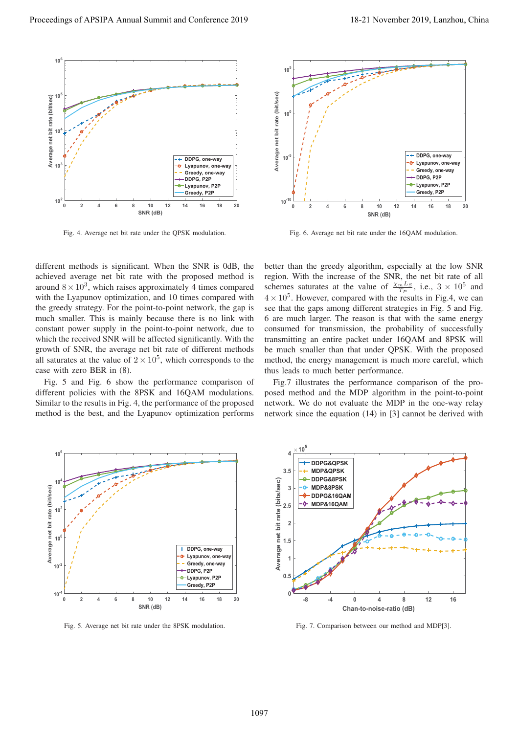Fig. 4. Average net bit rate under the QPSK modulation.

Fig. 6. Average net bit rate under the 16QAM modulation.

different methods is significant. When the SNR is 0dB, the achieved average net bit rate with the proposed method is around $8 \times 10^3$, which raises approximately 4 times compared with the Lyapunov optimization, and 10 times compared with the greedy strategy. For the point-to-point network, the gap is much smaller. This is mainly because there is no link with constant power supply in the point-to-point network, due to which the received SNR will be affected significantly. With the growth of SNR, the average net bit rate of different methods all saturates at the value of $2 \times 10^5$, which corresponds to the case with zero BER in (8).

Fig. 5 and Fig. 6 show the performance comparison of different policies with the 8PSK and 16QAM modulations. Similar to the results in Fig. 4, the performance of the proposed method is the best, and the Lyapunov optimization performs better than the greedy algorithm, especially at the low SNR region. With the increase of the SNR, the net bit rate of all schemes saturates at the value of $\frac{\chi_m L_S}{T_P}$, i.e., $3 \times 10^5$ and $4 \times 10^5$. However, compared with the results in Fig.4, we can see that the gaps among different strategies in Fig. 5 and Fig. 6 are much larger. The reason is that with the same energy consumed for transmission, the probability of successfully transmitting an entire packet under 16QAM and 8PSK will be much smaller than that under QPSK. With the proposed method, the energy management is much more careful, which thus leads to much better performance.

Fig.7 illustrates the performance comparison of the proposed method and the MDP algorithm in the point-to-point network. We do not evaluate the MDP in the one-way relay network since the equation (14) in [3] cannot be derived with

Fig. 5. Average net bit rate under the 8PSK modulation.

Fig. 7. Comparison between our method and MDP[3].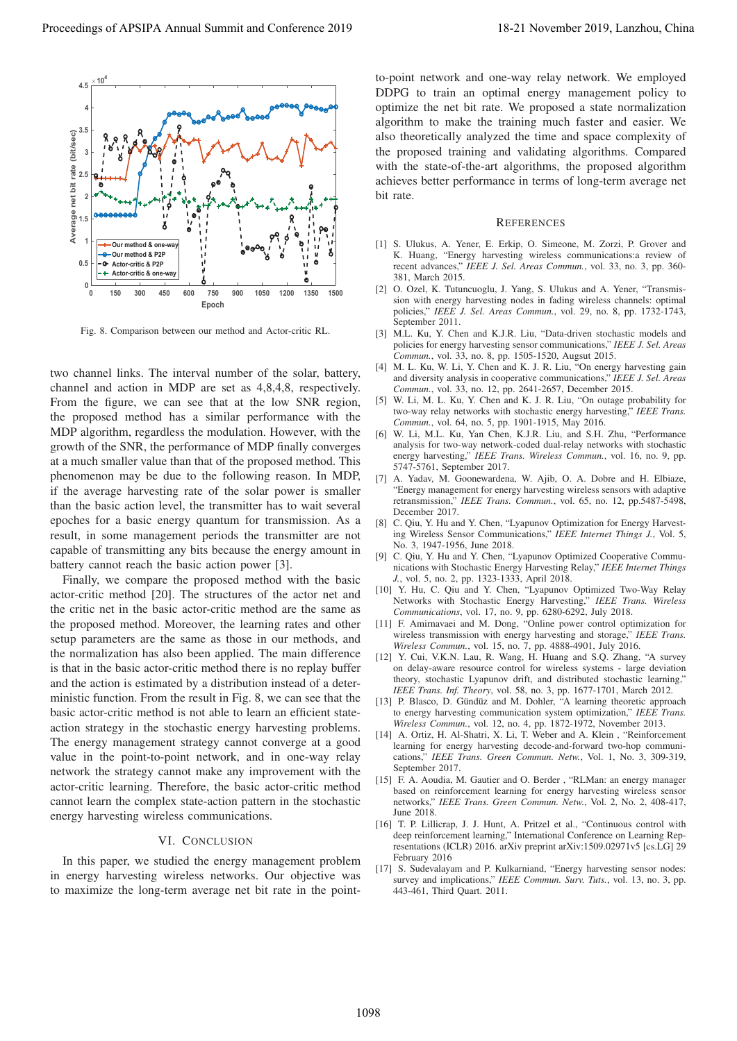Fig. 8. Comparison between our method and Actor-critic RL.

two channel links. The interval number of the solar, battery, channel and action in MDP are set as 4,8,4,8, respectively. From the figure, we can see that at the low SNR region, the proposed method has a similar performance with the MDP algorithm, regardless the modulation. However, with the growth of the SNR, the performance of MDP finally converges at a much smaller value than that of the proposed method. This phenomenon may be due to the following reason. In MDP, if the average harvesting rate of the solar power is smaller than the basic action level, the transmitter has to wait several epoches for a basic energy quantum for transmission. As a result, in some management periods the transmitter are not capable of transmitting any bits because the energy amount in battery cannot reach the basic action power [3].

Finally, we compare the proposed method with the basic actor-critic method [20]. The structures of the actor net and the critic net in the basic actor-critic method are the same as the proposed method. Moreover, the learning rates and other setup parameters are the same as those in our methods, and the normalization has also been applied. The main difference is that in the basic actor-critic method there is no replay buffer and the action is estimated by a distribution instead of a deterministic function. From the result in Fig. 8, we can see that the basic actor-critic method is not able to learn an efficient state-action strategy in the stochastic energy harvesting problems. The energy management strategy cannot converge at a good value in the point-to-point network, and in one-way relay network the strategy cannot make any improvement with the actor-critic learning. Therefore, the basic actor-critic method cannot learn the complex state-action pattern in the stochastic energy harvesting wireless communications.

## VI. Conclusion

In this paper, we studied the energy management problem in energy harvesting wireless networks. Our objective was to maximize the long-term average net bit rate in the point-to-point network and one-way relay network. We employed DDPG to train an optimal energy management policy to optimize the net bit rate. We proposed a state normalization algorithm to make the training much faster and easier. We also theoretically analyzed the time and space complexity of the proposed training and validating algorithms. Compared with the state-of-the-art algorithms, the proposed algorithm achieves better performance in terms of long-term average net bit rate.

## References

[1] S. Ulukus, A. Yener, E. Erkip, O. Simeone, M. Zorzi, P. Grover and K. Huang, "Energy harvesting wireless communications:a review of recent advances," *IEEE J. Sel. Areas Commun.*, vol. 33, no. 3, pp. 360-381, March 2015.

[2] O. Ozel, K. Tutuncuoglu, J. Yang, S. Ulukus and A. Yener, "Transmission with energy harvesting nodes in fading wireless channels: optimal policies," *IEEE J. Sel. Areas Commun.*, vol. 29, no. 8, pp. 1732-1743, September 2011.

[3] M.L. Ku, Y. Chen and K.J.R. Liu, "Data-driven stochastic models and policies for energy harvesting sensor communications," *IEEE J. Sel. Areas Commun.*, vol. 33, no. 8, pp. 1505-1520, Augsut 2015.

[4] M. L. Ku, W. Li, Y. Chen and K. J. R. Liu, "On energy harvesting gain and diversity analysis in cooperative communications," *IEEE J. Sel. Areas Commun.*, vol. 33, no. 12, pp. 2641-2657, December 2015.

[5] W. Li, M. L. Ku, Y. Chen and K. J. R. Liu, "On outage probability for two-way relay networks with stochastic energy harvesting," *IEEE Trans. Commun.*, vol. 64, no. 5, pp. 1901-1915, May 2016.

[6] W. Li, M.L. Ku, Yan Chen, K.J.R. Liu, and S.H. Zhu, "Performance analysis for two-way network-coded dual-relay networks with stochastic energy harvesting," *IEEE Trans. Wireless Commun.*, vol. 16, no. 9, pp. 5747-5761, September 2017.

[7] A. Yadav, M. Goonewardena, W. Ajib, O. A. Dobre and H. Elbiaze, "Energy management for energy harvesting wireless sensors with adaptive retransmission," *IEEE Trans. Commun.*, vol. 65, no. 12, pp.5487-5498, December 2017.

[8] C. Qiu, Y. Hu and Y. Chen, "Lyapunov Optimization for Energy Harvesting Wireless Sensor Communications," *IEEE Internet Things J.*, Vol. 5, No. 3, 1947-1956, June 2018.

[9] C. Qiu, Y. Hu and Y. Chen, "Lyapunov Optimized Cooperative Communications with Stochastic Energy Harvesting Relay," *IEEE Internet Things J.*, vol. 5, no. 2, pp. 1323-1333, April 2018.

[10] Y. Hu, C. Qiu and Y. Chen, "Lyapunov Optimized Two-Way Relay Networks with Stochastic Energy Harvesting," *IEEE Trans. Wireless Communications*, vol. 17, no. 9, pp. 6280-6292, July 2018.

[11] F. Amirnavaei and M. Dong, "Online power control optimization for wireless transmission with energy harvesting and storage," *IEEE Trans. Wireless Commun.*, vol. 15, no. 7, pp. 4888-4901, July 2016.

[12] Y. Cui, V.K.N. Lau, R. Wang, H. Huang and S.Q. Zhang, "A survey on delay-aware resource control for wireless systems - large deviation theory, stochastic Lyapunov drift, and distributed stochastic learning," *IEEE Trans. Inf. Theory*, vol. 58, no. 3, pp. 1677-1701, March 2012.

[13] P. Blasco, D. Gündüz and M. Dohler, "A learning theoretic approach to energy harvesting communication system optimization," *IEEE Trans. Wireless Commun.*, vol. 12, no. 4, pp. 1872-1972, November 2013.

[14] A. Ortiz, H. Al-Shatri, X. Li, T. Weber and A. Klein , "Reinforcement learning for energy harvesting decode-and-forward two-hop communications," *IEEE Trans. Green Commun. Netw.*, Vol. 1, No. 3, 309-319, September 2017.

[15] F. A. Aoudia, M. Gautier and O. Berder , "RLMan: an energy manager based on reinforcement learning for energy harvesting wireless sensor networks," *IEEE Trans. Green Commun. Netw.*, Vol. 2, No. 2, 408-417, June 2018.

[16] T. P. Lillicrap, J. J. Hunt, A. Pritzel et al., "Continuous control with deep reinforcement learning," International Conference on Learning Representations (ICLR) 2016. arXiv preprint arXiv:1509.02971v5 [cs.LG] 29 February 2016

[17] S. Sudevalayam and P. Kulkarniand, "Energy harvesting sensor nodes: survey and implications," *IEEE Commun. Surv. Tuts.*, vol. 13, no. 3, pp. 443-461, Third Quart. 2011.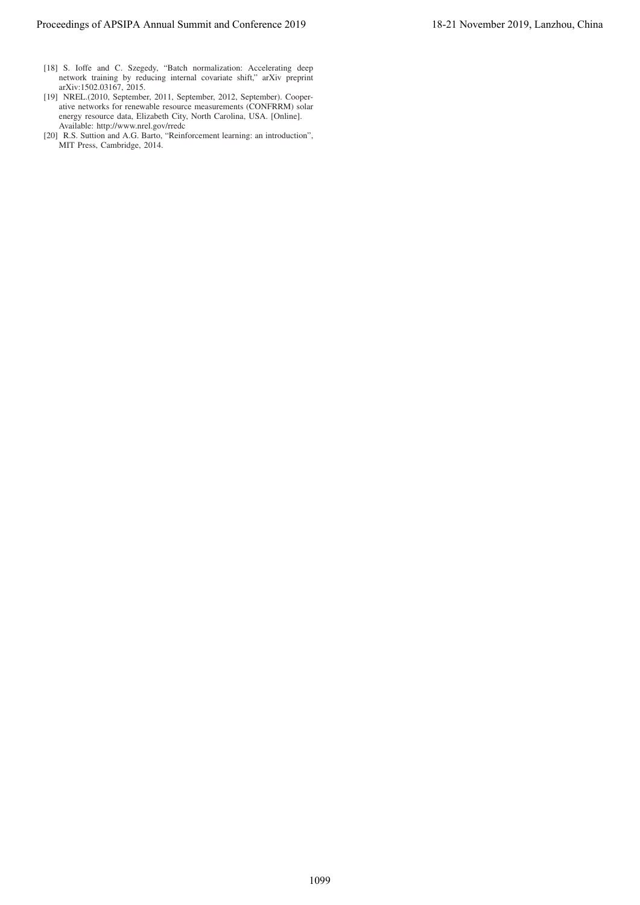[18] S. Ioffe and C. Szegedy, "Batch normalization: Accelerating deep network training by reducing internal covariate shift," arXiv preprint arXiv:1502.03167, 2015.

[19] NREL.(2010, September, 2011, September, 2012, September). Cooperative networks for renewable resource measurements (CONFRRM) solar energy resource data, Elizabeth City, North Carolina, USA. [Online]. Available: http://www.nrel.gov/rredc

[20] R.S. Suttion and A.G. Barto, "Reinforcement learning: an introduction", MIT Press, Cambridge, 2014.